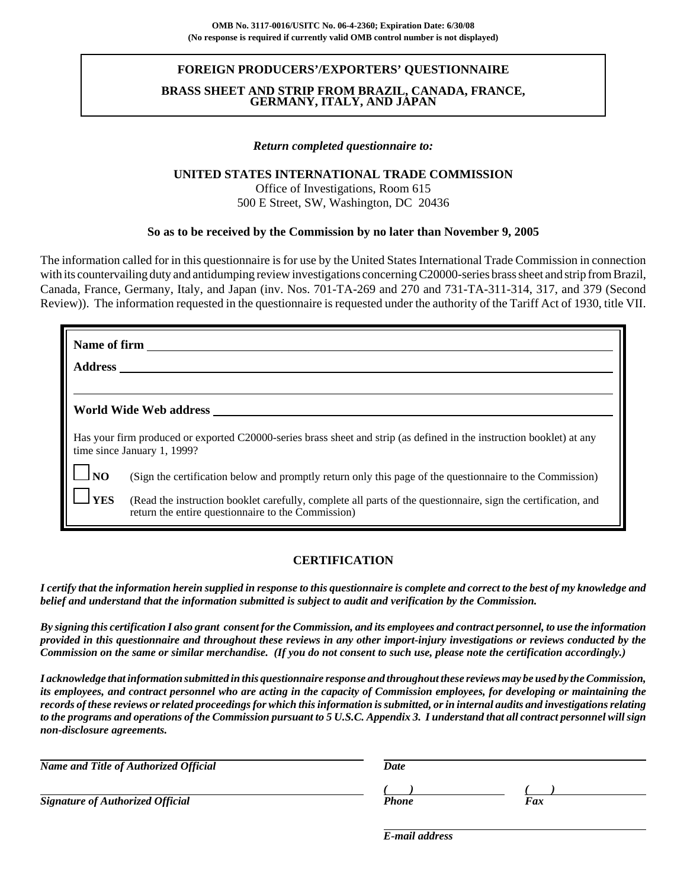**OMB No. 3117-0016/USITC No. 06-4-2360; Expiration Date: 6/30/08**
**(No response is required if currently valid OMB control number is not displayed)**

# FOREIGN PRODUCERS'/EXPORTERS' QUESTIONNAIRE

## BRASS SHEET AND STRIP FROM BRAZIL, CANADA, FRANCE, GERMANY, ITALY, AND JAPAN

***Return completed questionnaire to:***

**UNITED STATES INTERNATIONAL TRADE COMMISSION**
Office of Investigations, Room 615
500 E Street, SW, Washington, DC 20436

**So as to be received by the Commission by no later than November 9, 2005**

The information called for in this questionnaire is for use by the United States International Trade Commission in connection with its countervailing duty and antidumping review investigations concerning C20000-series brass sheet and strip from Brazil, Canada, France, Germany, Italy, and Japan (inv. Nos. 701-TA-269 and 270 and 731-TA-311-314, 317, and 379 (Second Review)). The information requested in the questionnaire is requested under the authority of the Tariff Act of 1930, title VII.

**Name of firm** ______________________________

**Address** ______________________________

______________________________

**World Wide Web address** ______________________________

Has your firm produced or exported C20000-series brass sheet and strip (as defined in the instruction booklet) at any time since January 1, 1999?

☐ **NO** (Sign the certification below and promptly return only this page of the questionnaire to the Commission)

☐ **YES** (Read the instruction booklet carefully, complete all parts of the questionnaire, sign the certification, and return the entire questionnaire to the Commission)

## CERTIFICATION

***I certify that the information herein supplied in response to this questionnaire is complete and correct to the best of my knowledge and belief and understand that the information submitted is subject to audit and verification by the Commission.***

***By signing this certification I also grant consent for the Commission, and its employees and contract personnel, to use the information provided in this questionnaire and throughout these reviews in any other import-injury investigations or reviews conducted by the Commission on the same or similar merchandise. (If you do not consent to such use, please note the certification accordingly.)***

***I acknowledge that information submitted in this questionnaire response and throughout these reviews may be used by the Commission, its employees, and contract personnel who are acting in the capacity of Commission employees, for developing or maintaining the records of these reviews or related proceedings for which this information is submitted, or in internal audits and investigations relating to the programs and operations of the Commission pursuant to 5 U.S.C. Appendix 3. I understand that all contract personnel will sign non-disclosure agreements.***

______________________________
***Name and Title of Authorized Official***

______________________________
***Date***

______________________________
***Signature of Authorized Official***

***(   )*** ______________________________
***Phone***

***(   )*** ______________________________
***Fax***

______________________________
***E-mail address***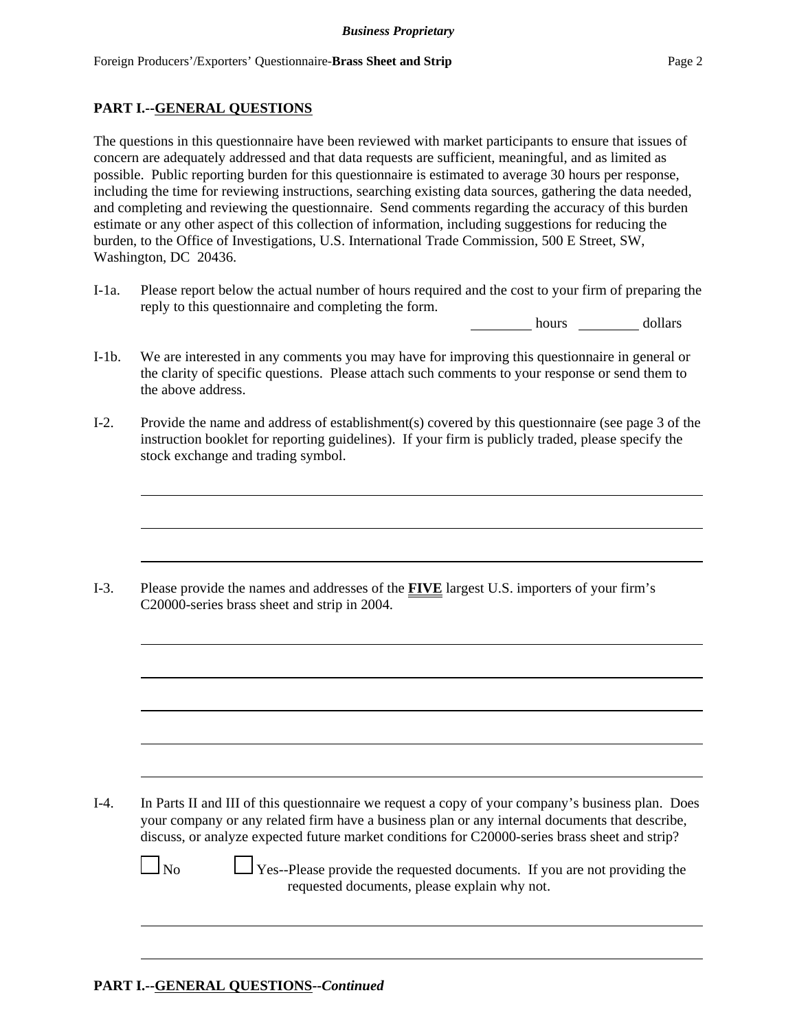## PART I.--GENERAL QUESTIONS

The questions in this questionnaire have been reviewed with market participants to ensure that issues of concern are adequately addressed and that data requests are sufficient, meaningful, and as limited as possible. Public reporting burden for this questionnaire is estimated to average 30 hours per response, including the time for reviewing instructions, searching existing data sources, gathering the data needed, and completing and reviewing the questionnaire. Send comments regarding the accuracy of this burden estimate or any other aspect of this collection of information, including suggestions for reducing the burden, to the Office of Investigations, U.S. International Trade Commission, 500 E Street, SW, Washington, DC 20436.

I-1a. Please report below the actual number of hours required and the cost to your firm of preparing the reply to this questionnaire and completing the form.

_________ hours _________ dollars

I-1b. We are interested in any comments you may have for improving this questionnaire in general or the clarity of specific questions. Please attach such comments to your response or send them to the above address.

I-2. Provide the name and address of establishment(s) covered by this questionnaire (see page 3 of the instruction booklet for reporting guidelines). If your firm is publicly traded, please specify the stock exchange and trading symbol.

______________________________________________________________________

______________________________________________________________________

______________________________________________________________________

I-3. Please provide the names and addresses of the **FIVE** largest U.S. importers of your firm's C20000-series brass sheet and strip in 2004.

______________________________________________________________________

______________________________________________________________________

______________________________________________________________________

______________________________________________________________________

______________________________________________________________________

I-4. In Parts II and III of this questionnaire we request a copy of your company's business plan. Does your company or any related firm have a business plan or any internal documents that describe, discuss, or analyze expected future market conditions for C20000-series brass sheet and strip?

☐ No ☐ Yes--Please provide the requested documents. If you are not providing the requested documents, please explain why not.

______________________________________________________________________

______________________________________________________________________

## PART I.--GENERAL QUESTIONS--*Continued*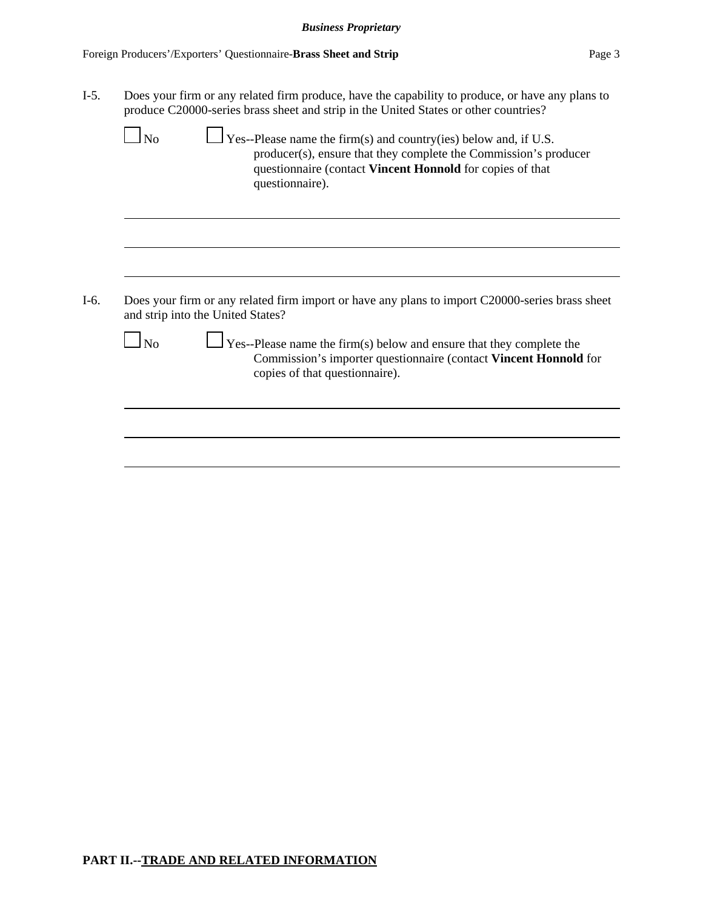I-5. Does your firm or any related firm produce, have the capability to produce, or have any plans to produce C20000-series brass sheet and strip in the United States or other countries?

☐ No ☐ Yes--Please name the firm(s) and country(ies) below and, if U.S. producer(s), ensure that they complete the Commission's producer questionnaire (contact **Vincent Honnold** for copies of that questionnaire).

______________________________________________________________________________

______________________________________________________________________________

______________________________________________________________________________

I-6. Does your firm or any related firm import or have any plans to import C20000-series brass sheet and strip into the United States?

☐ No ☐ Yes--Please name the firm(s) below and ensure that they complete the Commission's importer questionnaire (contact **Vincent Honnold** for copies of that questionnaire).

______________________________________________________________________________

______________________________________________________________________________

______________________________________________________________________________

## PART II.--TRADE AND RELATED INFORMATION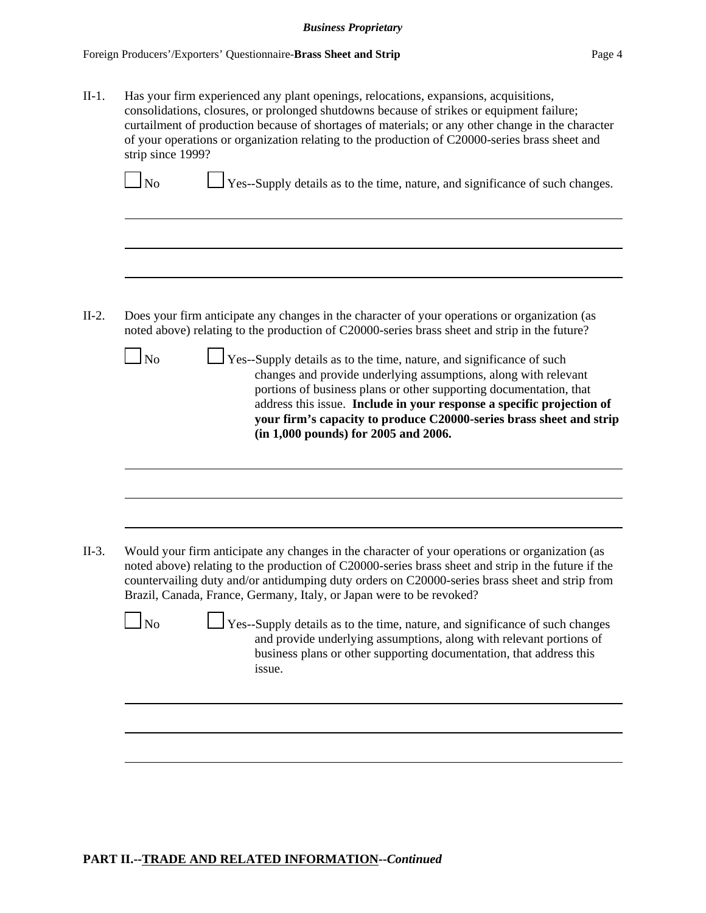II-1. Has your firm experienced any plant openings, relocations, expansions, acquisitions, consolidations, closures, or prolonged shutdowns because of strikes or equipment failure; curtailment of production because of shortages of materials; or any other change in the character of your operations or organization relating to the production of C20000-series brass sheet and strip since 1999?

☐ No ☐ Yes--Supply details as to the time, nature, and significance of such changes.

___

___

___

II-2. Does your firm anticipate any changes in the character of your operations or organization (as noted above) relating to the production of C20000-series brass sheet and strip in the future?

☐ No ☐ Yes--Supply details as to the time, nature, and significance of such changes and provide underlying assumptions, along with relevant portions of business plans or other supporting documentation, that address this issue. **Include in your response a specific projection of your firm's capacity to produce C20000-series brass sheet and strip (in 1,000 pounds) for 2005 and 2006.**

___

___

___

II-3. Would your firm anticipate any changes in the character of your operations or organization (as noted above) relating to the production of C20000-series brass sheet and strip in the future if the countervailing duty and/or antidumping duty orders on C20000-series brass sheet and strip from Brazil, Canada, France, Germany, Italy, or Japan were to be revoked?

☐ No ☐ Yes--Supply details as to the time, nature, and significance of such changes and provide underlying assumptions, along with relevant portions of business plans or other supporting documentation, that address this issue.

___

___

___

**PART II.--<u>TRADE AND RELATED INFORMATION</u>--*Continued***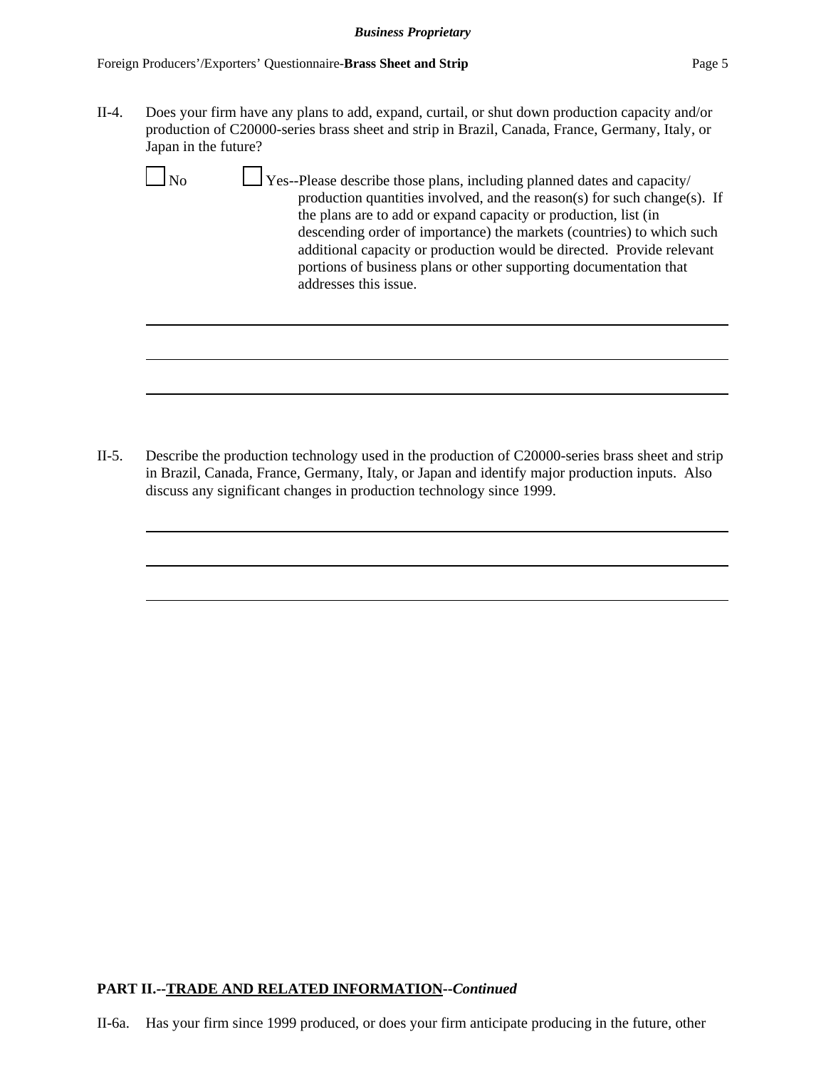II-4. Does your firm have any plans to add, expand, curtail, or shut down production capacity and/or production of C20000-series brass sheet and strip in Brazil, Canada, France, Germany, Italy, or Japan in the future?

☐ No ☐ Yes--Please describe those plans, including planned dates and capacity/production quantities involved, and the reason(s) for such change(s). If the plans are to add or expand capacity or production, list (in descending order of importance) the markets (countries) to which such additional capacity or production would be directed. Provide relevant portions of business plans or other supporting documentation that addresses this issue.

\_\_\_\_\_\_\_\_\_\_\_\_\_\_\_\_\_\_\_\_\_\_\_\_\_\_\_\_\_\_\_\_\_\_\_\_\_\_\_\_\_\_\_\_\_\_\_\_\_\_\_\_\_\_\_\_\_\_\_\_\_\_\_\_\_\_\_\_\_\_

\_\_\_\_\_\_\_\_\_\_\_\_\_\_\_\_\_\_\_\_\_\_\_\_\_\_\_\_\_\_\_\_\_\_\_\_\_\_\_\_\_\_\_\_\_\_\_\_\_\_\_\_\_\_\_\_\_\_\_\_\_\_\_\_\_\_\_\_\_\_

\_\_\_\_\_\_\_\_\_\_\_\_\_\_\_\_\_\_\_\_\_\_\_\_\_\_\_\_\_\_\_\_\_\_\_\_\_\_\_\_\_\_\_\_\_\_\_\_\_\_\_\_\_\_\_\_\_\_\_\_\_\_\_\_\_\_\_\_\_\_

II-5. Describe the production technology used in the production of C20000-series brass sheet and strip in Brazil, Canada, France, Germany, Italy, or Japan and identify major production inputs. Also discuss any significant changes in production technology since 1999.

\_\_\_\_\_\_\_\_\_\_\_\_\_\_\_\_\_\_\_\_\_\_\_\_\_\_\_\_\_\_\_\_\_\_\_\_\_\_\_\_\_\_\_\_\_\_\_\_\_\_\_\_\_\_\_\_\_\_\_\_\_\_\_\_\_\_\_\_\_\_

\_\_\_\_\_\_\_\_\_\_\_\_\_\_\_\_\_\_\_\_\_\_\_\_\_\_\_\_\_\_\_\_\_\_\_\_\_\_\_\_\_\_\_\_\_\_\_\_\_\_\_\_\_\_\_\_\_\_\_\_\_\_\_\_\_\_\_\_\_\_

\_\_\_\_\_\_\_\_\_\_\_\_\_\_\_\_\_\_\_\_\_\_\_\_\_\_\_\_\_\_\_\_\_\_\_\_\_\_\_\_\_\_\_\_\_\_\_\_\_\_\_\_\_\_\_\_\_\_\_\_\_\_\_\_\_\_\_\_\_\_

**PART II.--<u>TRADE AND RELATED INFORMATION</u>--*Continued***

II-6a. Has your firm since 1999 produced, or does your firm anticipate producing in the future, other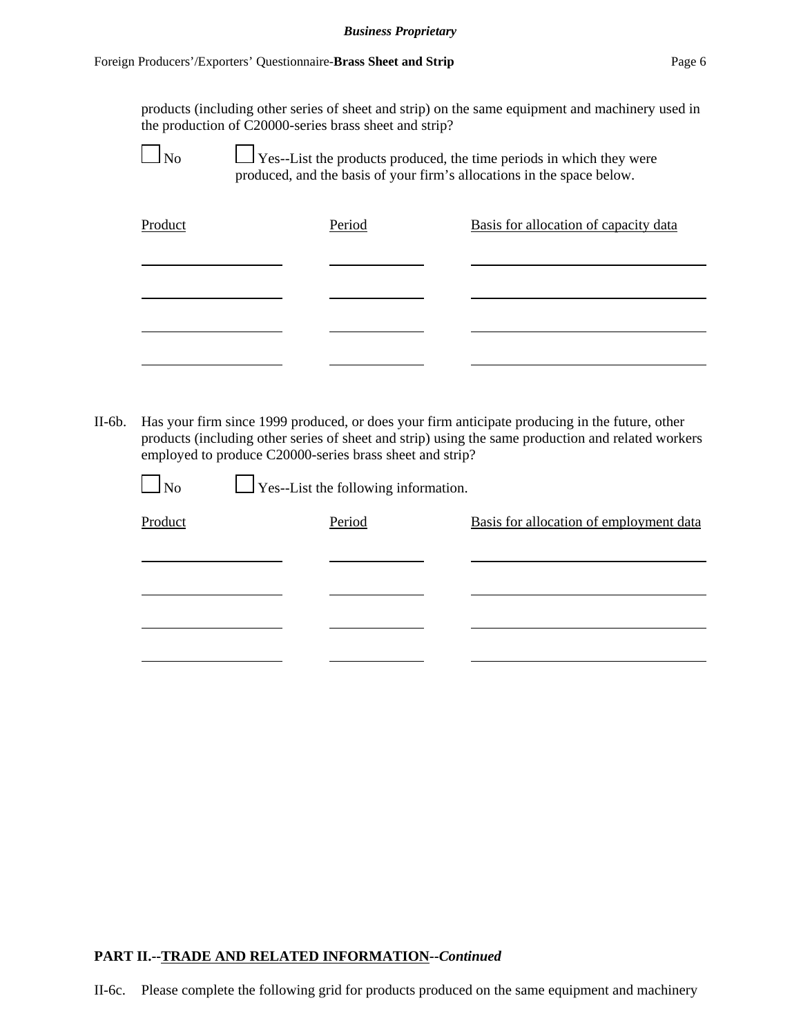products (including other series of sheet and strip) on the same equipment and machinery used in the production of C20000-series brass sheet and strip?

☐ No ☐ Yes--List the products produced, the time periods in which they were produced, and the basis of your firm's allocations in the space below.

| Product | Period | Basis for allocation of capacity data |
| --- | --- | --- |
| | | |
| | | |
| | | |
| | | |

II-6b. Has your firm since 1999 produced, or does your firm anticipate producing in the future, other products (including other series of sheet and strip) using the same production and related workers employed to produce C20000-series brass sheet and strip?

☐ No ☐ Yes--List the following information.

| Product | Period | Basis for allocation of employment data |
| --- | --- | --- |
| | | |
| | | |
| | | |
| | | |

**PART II.--TRADE AND RELATED INFORMATION--*Continued***

II-6c. Please complete the following grid for products produced on the same equipment and machinery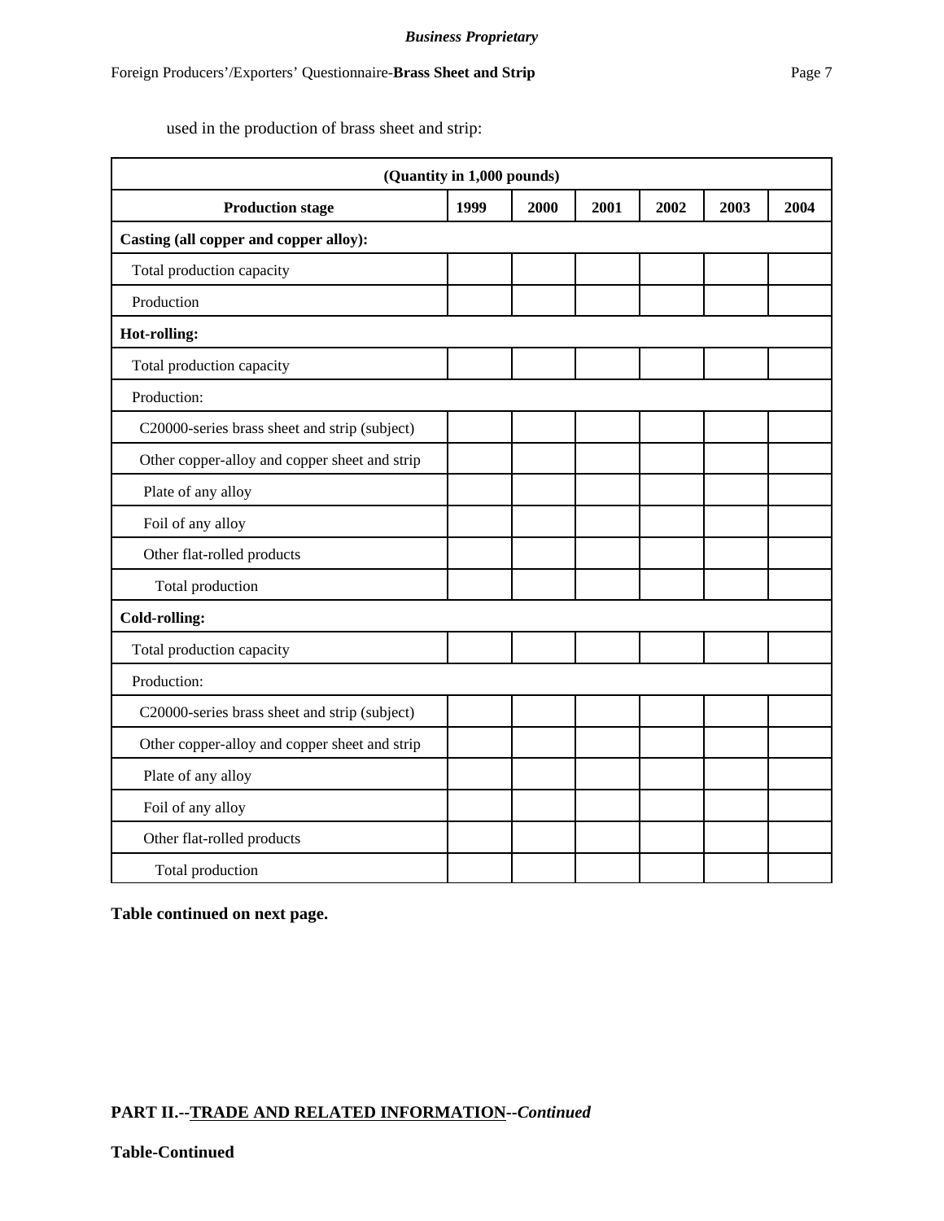used in the production of brass sheet and strip:

| (Quantity in 1,000 pounds) | | | | | | |
|---|---|---|---|---|---|---|
| **Production stage** | **1999** | **2000** | **2001** | **2002** | **2003** | **2004** |
| **Casting (all copper and copper alloy):** | | | | | | |
| Total production capacity | | | | | | |
| Production | | | | | | |
| **Hot-rolling:** | | | | | | |
| Total production capacity | | | | | | |
| Production: | | | | | | |
| C20000-series brass sheet and strip (subject) | | | | | | |
| Other copper-alloy and copper sheet and strip | | | | | | |
| Plate of any alloy | | | | | | |
| Foil of any alloy | | | | | | |
| Other flat-rolled products | | | | | | |
| Total production | | | | | | |
| **Cold-rolling:** | | | | | | |
| Total production capacity | | | | | | |
| Production: | | | | | | |
| C20000-series brass sheet and strip (subject) | | | | | | |
| Other copper-alloy and copper sheet and strip | | | | | | |
| Plate of any alloy | | | | | | |
| Foil of any alloy | | | | | | |
| Other flat-rolled products | | | | | | |
| Total production | | | | | | |

**Table continued on next page.**

**PART II.--TRADE AND RELATED INFORMATION--*Continued***

**Table-Continued**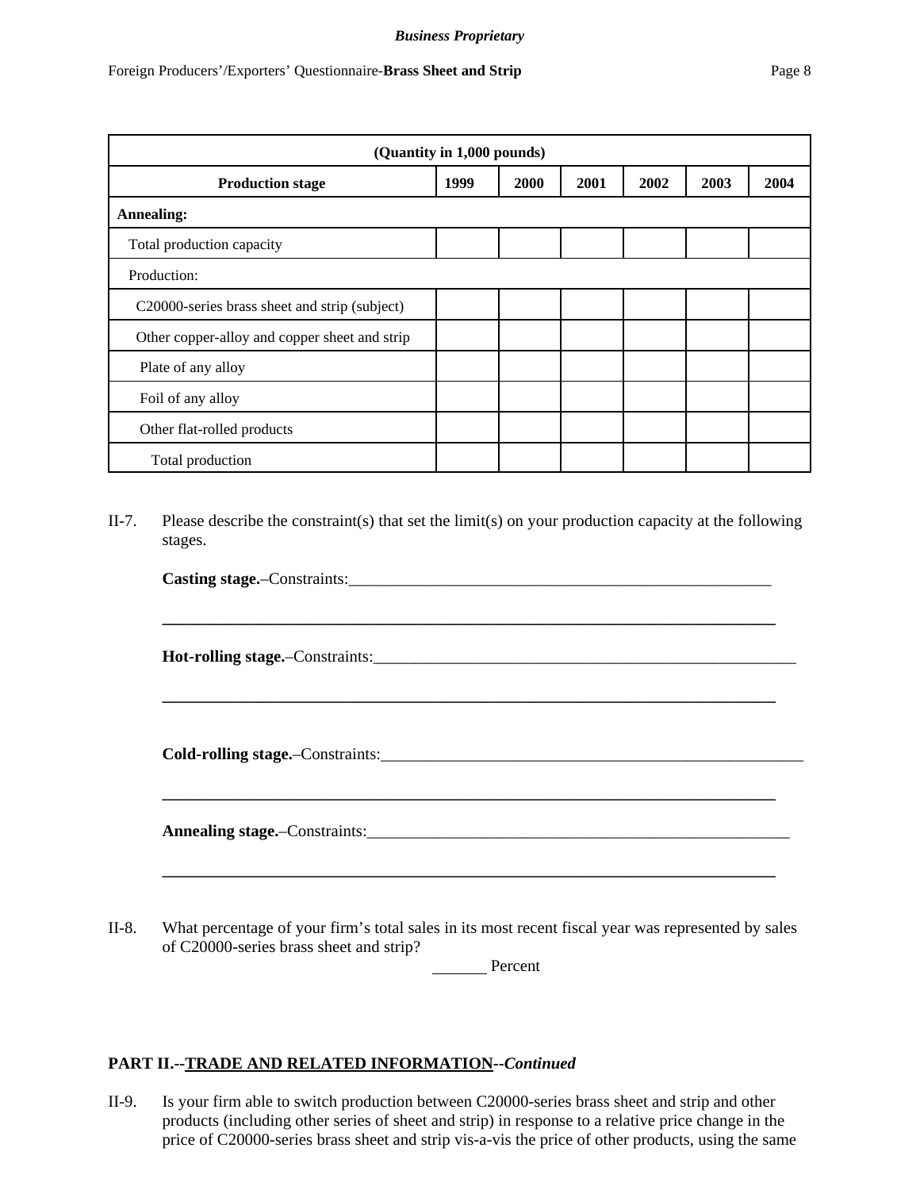| (Quantity in 1,000 pounds) | | | | | | |
|---|---|---|---|---|---|---|
| **Production stage** | **1999** | **2000** | **2001** | **2002** | **2003** | **2004** |
| **Annealing:** | | | | | | |
| Total production capacity | | | | | | |
| Production: | | | | | | |
| C20000-series brass sheet and strip (subject) | | | | | | |
| Other copper-alloy and copper sheet and strip | | | | | | |
| Plate of any alloy | | | | | | |
| Foil of any alloy | | | | | | |
| Other flat-rolled products | | | | | | |
| Total production | | | | | | |

II-7. Please describe the constraint(s) that set the limit(s) on your production capacity at the following stages.

**Casting stage.**–Constraints:_____________________________________________________

_____________________________________________________________________________

**Hot-rolling stage.**–Constraints:_____________________________________________________

_____________________________________________________________________________

**Cold-rolling stage.**–Constraints:_____________________________________________________

_____________________________________________________________________________

**Annealing stage.**–Constraints:_____________________________________________________

_____________________________________________________________________________

II-8. What percentage of your firm's total sales in its most recent fiscal year was represented by sales of C20000-series brass sheet and strip?

______ Percent

**PART II.--<u>TRADE AND RELATED INFORMATION</u>--*Continued***

II-9. Is your firm able to switch production between C20000-series brass sheet and strip and other products (including other series of sheet and strip) in response to a relative price change in the price of C20000-series brass sheet and strip vis-a-vis the price of other products, using the same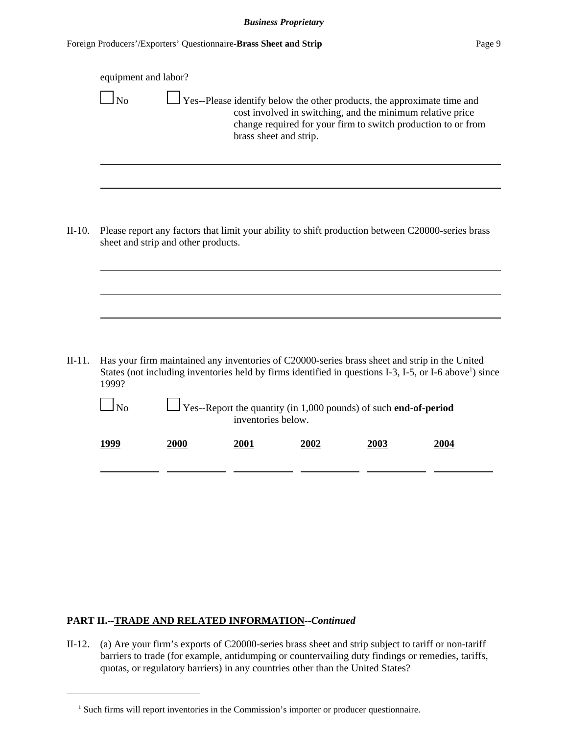equipment and labor?

☐ No ☐ Yes--Please identify below the other products, the approximate time and cost involved in switching, and the minimum relative price change required for your firm to switch production to or from brass sheet and strip.

\_\_\_\_\_\_\_\_\_\_\_\_\_\_\_\_\_\_\_\_\_\_\_\_\_\_\_\_\_\_\_\_\_\_\_\_\_\_\_\_\_\_\_\_\_\_\_\_\_\_\_\_\_\_\_\_\_\_\_\_\_\_\_\_\_\_\_\_\_\_\_\_\_\_\_\_

\_\_\_\_\_\_\_\_\_\_\_\_\_\_\_\_\_\_\_\_\_\_\_\_\_\_\_\_\_\_\_\_\_\_\_\_\_\_\_\_\_\_\_\_\_\_\_\_\_\_\_\_\_\_\_\_\_\_\_\_\_\_\_\_\_\_\_\_\_\_\_\_\_\_\_\_

II-10. Please report any factors that limit your ability to shift production between C20000-series brass sheet and strip and other products.

\_\_\_\_\_\_\_\_\_\_\_\_\_\_\_\_\_\_\_\_\_\_\_\_\_\_\_\_\_\_\_\_\_\_\_\_\_\_\_\_\_\_\_\_\_\_\_\_\_\_\_\_\_\_\_\_\_\_\_\_\_\_\_\_\_\_\_\_\_\_\_\_\_\_\_\_

\_\_\_\_\_\_\_\_\_\_\_\_\_\_\_\_\_\_\_\_\_\_\_\_\_\_\_\_\_\_\_\_\_\_\_\_\_\_\_\_\_\_\_\_\_\_\_\_\_\_\_\_\_\_\_\_\_\_\_\_\_\_\_\_\_\_\_\_\_\_\_\_\_\_\_\_

\_\_\_\_\_\_\_\_\_\_\_\_\_\_\_\_\_\_\_\_\_\_\_\_\_\_\_\_\_\_\_\_\_\_\_\_\_\_\_\_\_\_\_\_\_\_\_\_\_\_\_\_\_\_\_\_\_\_\_\_\_\_\_\_\_\_\_\_\_\_\_\_\_\_\_\_

II-11. Has your firm maintained any inventories of C20000-series brass sheet and strip in the United States (not including inventories held by firms identified in questions I-3, I-5, or I-6 above[1]) since 1999?

☐ No ☐ Yes--Report the quantity (in 1,000 pounds) of such **end-of-period** inventories below.

| **1999** | **2000** | **2001** | **2002** | **2003** | **2004** |
|---|---|---|---|---|---|
| | | | | | |

**PART II.--TRADE AND RELATED INFORMATION--*Continued***

II-12. (a) Are your firm's exports of C20000-series brass sheet and strip subject to tariff or non-tariff barriers to trade (for example, antidumping or countervailing duty findings or remedies, tariffs, quotas, or regulatory barriers) in any countries other than the United States?

[1] Such firms will report inventories in the Commission's importer or producer questionnaire.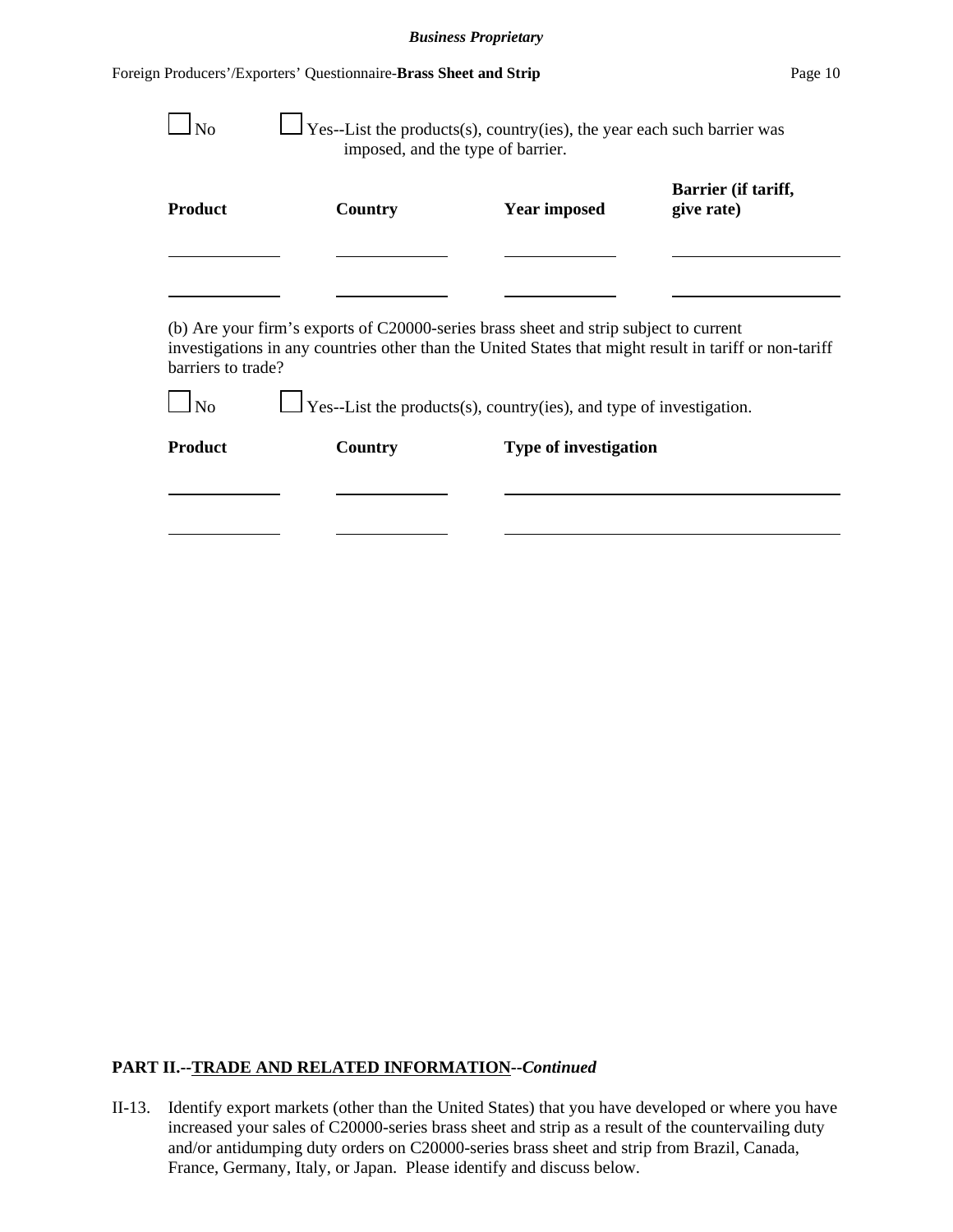☐ No ☐ Yes--List the products(s), country(ies), the year each such barrier was imposed, and the type of barrier.

| Product | Country | Year imposed | Barrier (if tariff, give rate) |
|---|---|---|---|
| | | | |
| | | | |

(b) Are your firm's exports of C20000-series brass sheet and strip subject to current investigations in any countries other than the United States that might result in tariff or non-tariff barriers to trade?

☐ No ☐ Yes--List the products(s), country(ies), and type of investigation.

| Product | Country | Type of investigation |
|---|---|---|
| | | |
| | | |

**PART II.--TRADE AND RELATED INFORMATION--*Continued***

II-13. Identify export markets (other than the United States) that you have developed or where you have increased your sales of C20000-series brass sheet and strip as a result of the countervailing duty and/or antidumping duty orders on C20000-series brass sheet and strip from Brazil, Canada, France, Germany, Italy, or Japan. Please identify and discuss below.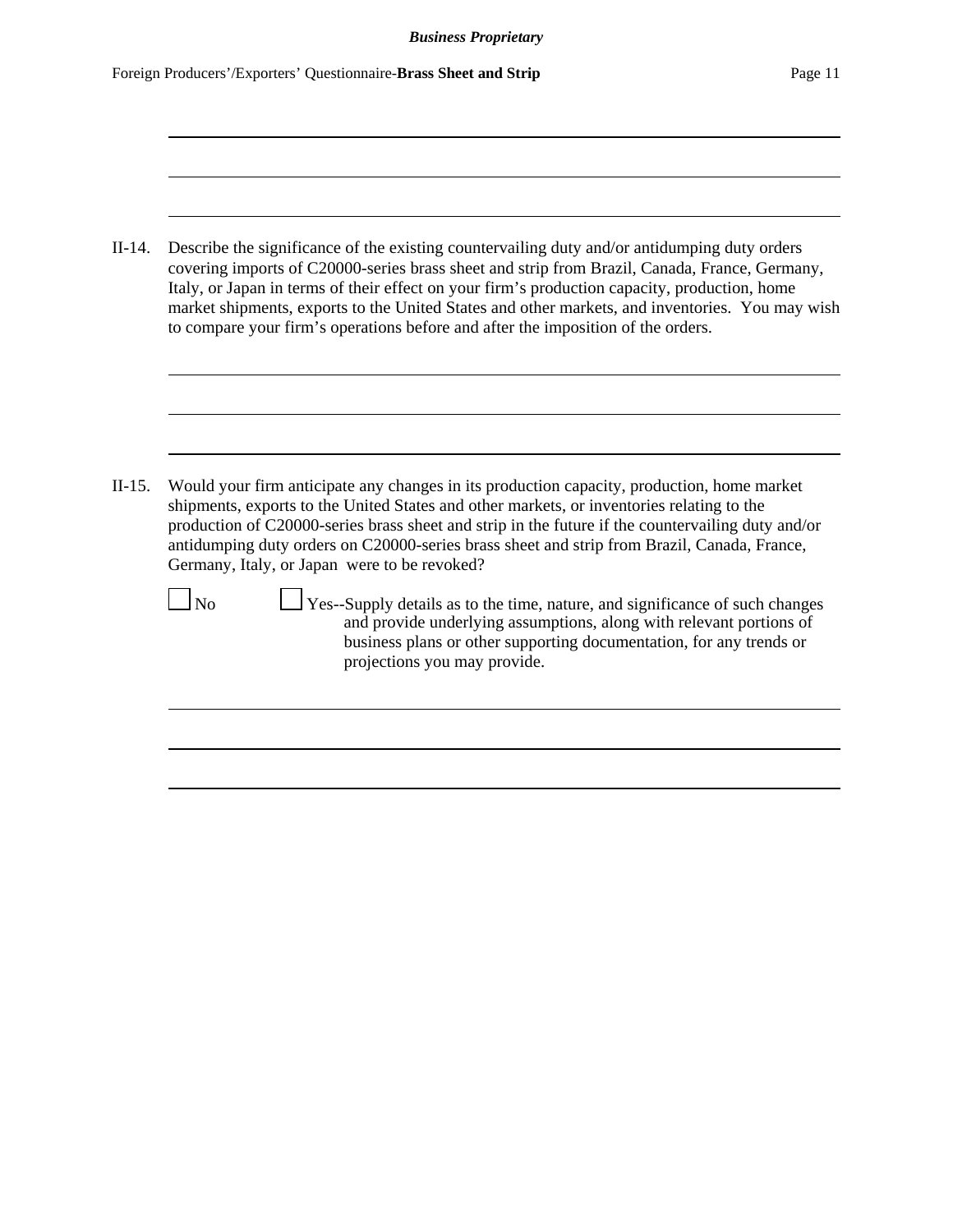II-14. Describe the significance of the existing countervailing duty and/or antidumping duty orders covering imports of C20000-series brass sheet and strip from Brazil, Canada, France, Germany, Italy, or Japan in terms of their effect on your firm's production capacity, production, home market shipments, exports to the United States and other markets, and inventories. You may wish to compare your firm's operations before and after the imposition of the orders.

II-15. Would your firm anticipate any changes in its production capacity, production, home market shipments, exports to the United States and other markets, or inventories relating to the production of C20000-series brass sheet and strip in the future if the countervailing duty and/or antidumping duty orders on C20000-series brass sheet and strip from Brazil, Canada, France, Germany, Italy, or Japan were to be revoked?

☐ No ☐ Yes--Supply details as to the time, nature, and significance of such changes and provide underlying assumptions, along with relevant portions of business plans or other supporting documentation, for any trends or projections you may provide.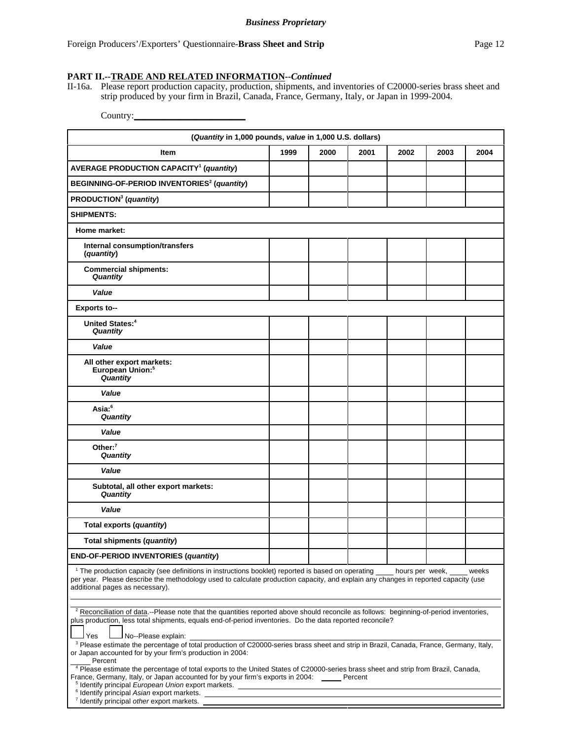*Business Proprietary*

**PART II.--TRADE AND RELATED INFORMATION--*Continued***

II-16a. Please report production capacity, production, shipments, and inventories of C20000-series brass sheet and strip produced by your firm in Brazil, Canada, France, Germany, Italy, or Japan in 1999-2004.

Country: ________________________

| (*Quantity* in 1,000 pounds, *value* in 1,000 U.S. dollars) | | | | | | |
|---|---|---|---|---|---|---|
| **Item** | **1999** | **2000** | **2001** | **2002** | **2003** | **2004** |
| **AVERAGE PRODUCTION CAPACITY[1] (*quantity*)** | | | | | | |
| **BEGINNING-OF-PERIOD INVENTORIES[2] (*quantity*)** | | | | | | |
| **PRODUCTION[3] (*quantity*)** | | | | | | |
| **SHIPMENTS:** | | | | | | |
| **Home market:** | | | | | | |
| **Internal consumption/transfers (*quantity*)** | | | | | | |
| **Commercial shipments: *Quantity*** | | | | | | |
| ***Value*** | | | | | | |
| **Exports to--** | | | | | | |
| **United States:[4] *Quantity*** | | | | | | |
| ***Value*** | | | | | | |
| **All other export markets: European Union:[5] *Quantity*** | | | | | | |
| ***Value*** | | | | | | |
| **Asia:[6] *Quantity*** | | | | | | |
| ***Value*** | | | | | | |
| **Other:[7] *Quantity*** | | | | | | |
| ***Value*** | | | | | | |
| **Subtotal, all other export markets: *Quantity*** | | | | | | |
| ***Value*** | | | | | | |
| **Total exports (*quantity*)** | | | | | | |
| **Total shipments (*quantity*)** | | | | | | |
| **END-OF-PERIOD INVENTORIES (*quantity*)** | | | | | | |

[1] The production capacity (see definitions in instructions booklet) reported is based on operating _____ hours per week, _____ weeks per year. Please describe the methodology used to calculate production capacity, and explain any changes in reported capacity (use additional pages as necessary).

______________________________________________________________________

[2] Reconciliation of data.--Please note that the quantities reported above should reconcile as follows: beginning-of-period inventories, plus production, less total shipments, equals end-of-period inventories. Do the data reported reconcile?

☐ Yes ☐ No--Please explain: ______________________________

[3] Please estimate the percentage of total production of C20000-series brass sheet and strip in Brazil, Canada, France, Germany, Italy, or Japan accounted for by your firm's production in 2004:

_____ Percent

[4] Please estimate the percentage of total exports to the United States of C20000-series brass sheet and strip from Brazil, Canada, France, Germany, Italy, or Japan accounted for by your firm's exports in 2004: _____ Percent

[5] Identify principal *European Union* export markets. ______________________________

[6] Identify principal *Asian* export markets. ______________________________

[7] Identify principal *other* export markets. ______________________________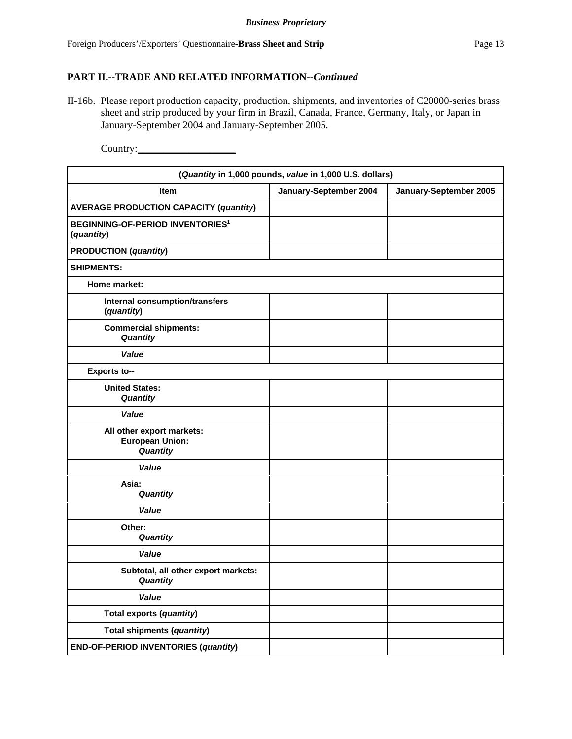## PART II.--TRADE AND RELATED INFORMATION--*Continued*

II-16b. Please report production capacity, production, shipments, and inventories of C20000-series brass sheet and strip produced by your firm in Brazil, Canada, France, Germany, Italy, or Japan in January-September 2004 and January-September 2005.

Country:\_\_\_\_\_\_\_\_\_\_\_\_\_\_\_\_\_\_\_

| (*Quantity* in 1,000 pounds, *value* in 1,000 U.S. dollars) | | |
|---|---|---|
| **Item** | **January-September 2004** | **January-September 2005** |
| **AVERAGE PRODUCTION CAPACITY (*quantity*)** | | |
| **BEGINNING-OF-PERIOD INVENTORIES[1] (*quantity*)** | | |
| **PRODUCTION (*quantity*)** | | |
| **SHIPMENTS:** | | |
| **Home market:** | | |
| **Internal consumption/transfers (*quantity*)** | | |
| **Commercial shipments: *Quantity*** | | |
| ***Value*** | | |
| **Exports to--** | | |
| **United States: *Quantity*** | | |
| ***Value*** | | |
| **All other export markets: European Union: *Quantity*** | | |
| ***Value*** | | |
| **Asia: *Quantity*** | | |
| ***Value*** | | |
| **Other: *Quantity*** | | |
| ***Value*** | | |
| **Subtotal, all other export markets: *Quantity*** | | |
| ***Value*** | | |
| **Total exports (*quantity*)** | | |
| **Total shipments (*quantity*)** | | |
| **END-OF-PERIOD INVENTORIES (*quantity*)** | | |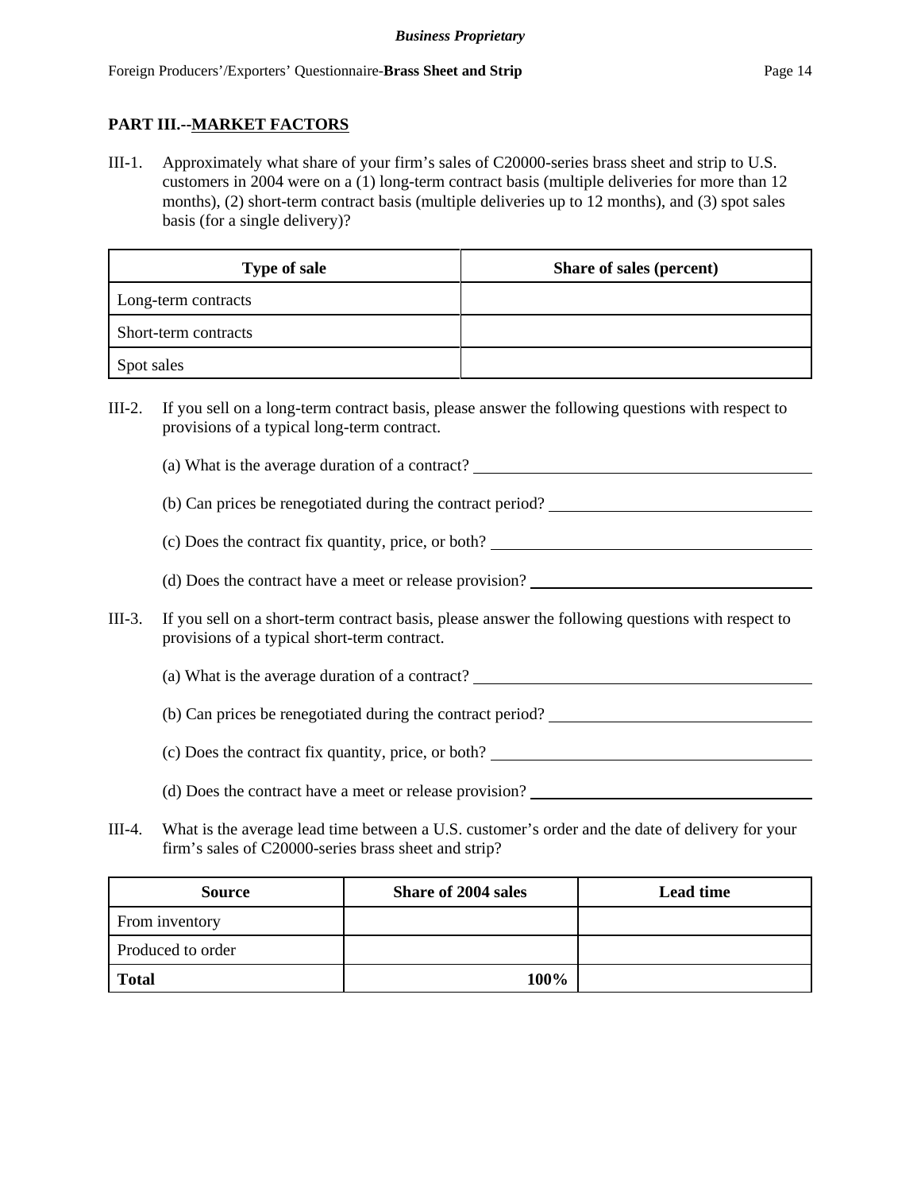## PART III.--MARKET FACTORS

III-1. Approximately what share of your firm's sales of C20000-series brass sheet and strip to U.S. customers in 2004 were on a (1) long-term contract basis (multiple deliveries for more than 12 months), (2) short-term contract basis (multiple deliveries up to 12 months), and (3) spot sales basis (for a single delivery)?

| Type of sale | Share of sales (percent) |
|---|---|
| Long-term contracts | |
| Short-term contracts | |
| Spot sales | |

III-2. If you sell on a long-term contract basis, please answer the following questions with respect to provisions of a typical long-term contract.

(a) What is the average duration of a contract? ______________________

(b) Can prices be renegotiated during the contract period? ______________________

(c) Does the contract fix quantity, price, or both? ______________________

(d) Does the contract have a meet or release provision? ______________________

III-3. If you sell on a short-term contract basis, please answer the following questions with respect to provisions of a typical short-term contract.

(a) What is the average duration of a contract? ______________________

(b) Can prices be renegotiated during the contract period? ______________________

(c) Does the contract fix quantity, price, or both? ______________________

(d) Does the contract have a meet or release provision? ______________________

III-4. What is the average lead time between a U.S. customer's order and the date of delivery for your firm's sales of C20000-series brass sheet and strip?

| Source | Share of 2004 sales | Lead time |
|---|---|---|
| From inventory | | |
| Produced to order | | |
| **Total** | **100%** | |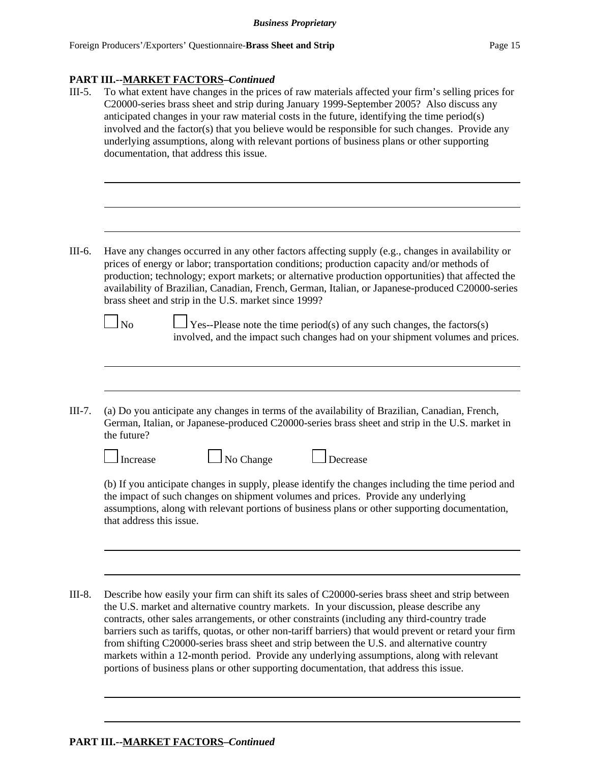**PART III.--MARKET FACTORS–*Continued***

III-5. To what extent have changes in the prices of raw materials affected your firm's selling prices for C20000-series brass sheet and strip during January 1999-September 2005? Also discuss any anticipated changes in your raw material costs in the future, identifying the time period(s) involved and the factor(s) that you believe would be responsible for such changes. Provide any underlying assumptions, along with relevant portions of business plans or other supporting documentation, that address this issue.

______________________________________________________________________

______________________________________________________________________

______________________________________________________________________

III-6. Have any changes occurred in any other factors affecting supply (e.g., changes in availability or prices of energy or labor; transportation conditions; production capacity and/or methods of production; technology; export markets; or alternative production opportunities) that affected the availability of Brazilian, Canadian, French, German, Italian, or Japanese-produced C20000-series brass sheet and strip in the U.S. market since 1999?

☐ No ☐ Yes--Please note the time period(s) of any such changes, the factors(s) involved, and the impact such changes had on your shipment volumes and prices.

______________________________________________________________________

______________________________________________________________________

III-7. (a) Do you anticipate any changes in terms of the availability of Brazilian, Canadian, French, German, Italian, or Japanese-produced C20000-series brass sheet and strip in the U.S. market in the future?

☐ Increase ☐ No Change ☐ Decrease

(b) If you anticipate changes in supply, please identify the changes including the time period and the impact of such changes on shipment volumes and prices. Provide any underlying assumptions, along with relevant portions of business plans or other supporting documentation, that address this issue.

______________________________________________________________________

______________________________________________________________________

III-8. Describe how easily your firm can shift its sales of C20000-series brass sheet and strip between the U.S. market and alternative country markets. In your discussion, please describe any contracts, other sales arrangements, or other constraints (including any third-country trade barriers such as tariffs, quotas, or other non-tariff barriers) that would prevent or retard your firm from shifting C20000-series brass sheet and strip between the U.S. and alternative country markets within a 12-month period. Provide any underlying assumptions, along with relevant portions of business plans or other supporting documentation, that address this issue.

______________________________________________________________________

______________________________________________________________________

**PART III.--MARKET FACTORS–*Continued***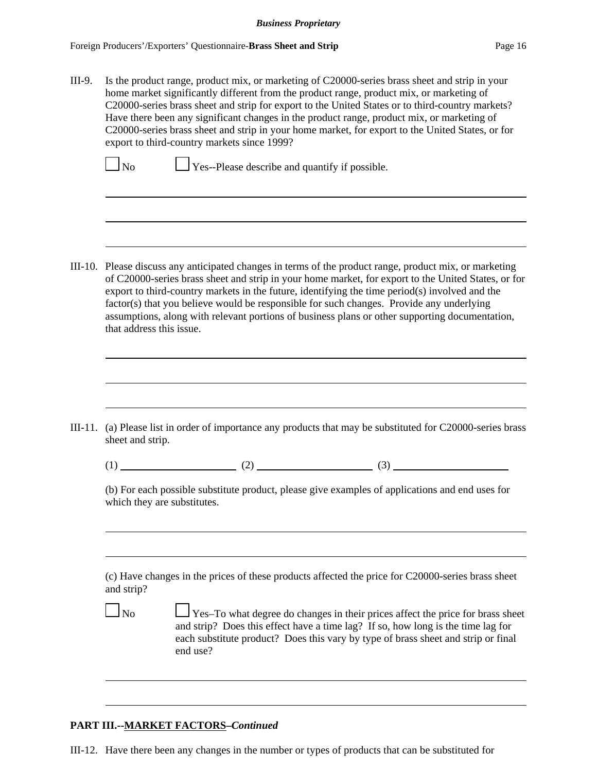III-9. Is the product range, product mix, or marketing of C20000-series brass sheet and strip in your home market significantly different from the product range, product mix, or marketing of C20000-series brass sheet and strip for export to the United States or to third-country markets? Have there been any significant changes in the product range, product mix, or marketing of C20000-series brass sheet and strip in your home market, for export to the United States, or for export to third-country markets since 1999?

☐ No ☐ Yes--Please describe and quantify if possible.

______________________________________________________________________________

______________________________________________________________________________

______________________________________________________________________________

III-10. Please discuss any anticipated changes in terms of the product range, product mix, or marketing of C20000-series brass sheet and strip in your home market, for export to the United States, or for export to third-country markets in the future, identifying the time period(s) involved and the factor(s) that you believe would be responsible for such changes. Provide any underlying assumptions, along with relevant portions of business plans or other supporting documentation, that address this issue.

______________________________________________________________________________

______________________________________________________________________________

______________________________________________________________________________

III-11. (a) Please list in order of importance any products that may be substituted for C20000-series brass sheet and strip.

(1) ____________________ (2) ____________________ (3) ____________________

(b) For each possible substitute product, please give examples of applications and end uses for which they are substitutes.

______________________________________________________________________________

______________________________________________________________________________

(c) Have changes in the prices of these products affected the price for C20000-series brass sheet and strip?

☐ No ☐ Yes–To what degree do changes in their prices affect the price for brass sheet and strip? Does this effect have a time lag? If so, how long is the time lag for each substitute product? Does this vary by type of brass sheet and strip or final end use?

______________________________________________________________________________

______________________________________________________________________________

**PART III.--MARKET FACTORS–*Continued***

III-12. Have there been any changes in the number or types of products that can be substituted for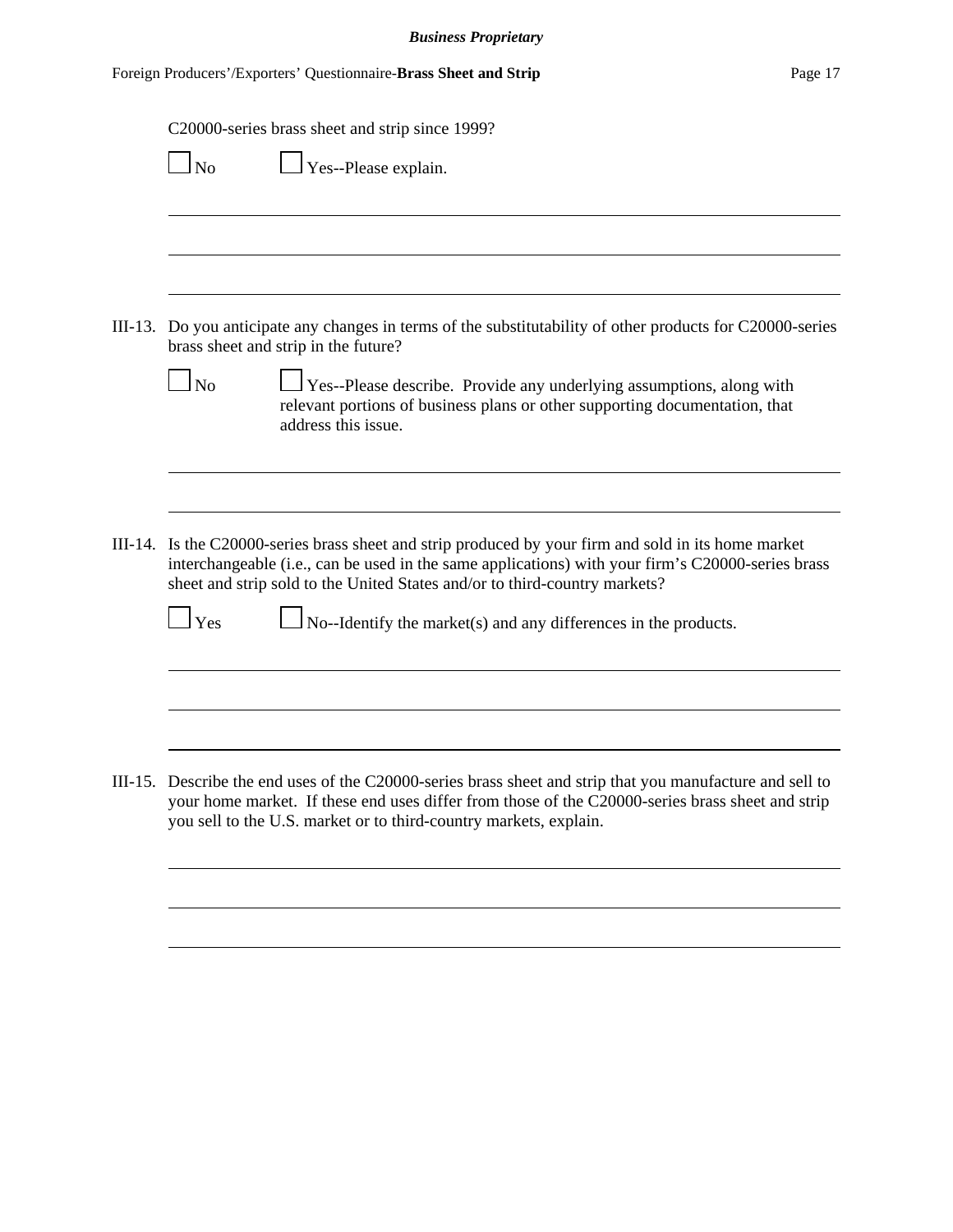C20000-series brass sheet and strip since 1999?

☐ No ☐ Yes--Please explain.

\_\_\_\_\_\_\_\_\_\_\_\_\_\_\_\_\_\_\_\_\_\_\_\_\_\_\_\_\_\_\_\_\_\_\_\_\_\_\_\_\_\_\_\_\_\_\_\_\_\_\_\_\_\_\_\_\_\_\_\_\_\_\_\_\_\_\_\_\_\_\_\_\_\_\_\_

\_\_\_\_\_\_\_\_\_\_\_\_\_\_\_\_\_\_\_\_\_\_\_\_\_\_\_\_\_\_\_\_\_\_\_\_\_\_\_\_\_\_\_\_\_\_\_\_\_\_\_\_\_\_\_\_\_\_\_\_\_\_\_\_\_\_\_\_\_\_\_\_\_\_\_\_

\_\_\_\_\_\_\_\_\_\_\_\_\_\_\_\_\_\_\_\_\_\_\_\_\_\_\_\_\_\_\_\_\_\_\_\_\_\_\_\_\_\_\_\_\_\_\_\_\_\_\_\_\_\_\_\_\_\_\_\_\_\_\_\_\_\_\_\_\_\_\_\_\_\_\_\_

III-13. Do you anticipate any changes in terms of the substitutability of other products for C20000-series brass sheet and strip in the future?

☐ No ☐ Yes--Please describe. Provide any underlying assumptions, along with relevant portions of business plans or other supporting documentation, that address this issue.

\_\_\_\_\_\_\_\_\_\_\_\_\_\_\_\_\_\_\_\_\_\_\_\_\_\_\_\_\_\_\_\_\_\_\_\_\_\_\_\_\_\_\_\_\_\_\_\_\_\_\_\_\_\_\_\_\_\_\_\_\_\_\_\_\_\_\_\_\_\_\_\_\_\_\_\_

\_\_\_\_\_\_\_\_\_\_\_\_\_\_\_\_\_\_\_\_\_\_\_\_\_\_\_\_\_\_\_\_\_\_\_\_\_\_\_\_\_\_\_\_\_\_\_\_\_\_\_\_\_\_\_\_\_\_\_\_\_\_\_\_\_\_\_\_\_\_\_\_\_\_\_\_

III-14. Is the C20000-series brass sheet and strip produced by your firm and sold in its home market interchangeable (i.e., can be used in the same applications) with your firm's C20000-series brass sheet and strip sold to the United States and/or to third-country markets?

☐ Yes ☐ No--Identify the market(s) and any differences in the products.

\_\_\_\_\_\_\_\_\_\_\_\_\_\_\_\_\_\_\_\_\_\_\_\_\_\_\_\_\_\_\_\_\_\_\_\_\_\_\_\_\_\_\_\_\_\_\_\_\_\_\_\_\_\_\_\_\_\_\_\_\_\_\_\_\_\_\_\_\_\_\_\_\_\_\_\_

\_\_\_\_\_\_\_\_\_\_\_\_\_\_\_\_\_\_\_\_\_\_\_\_\_\_\_\_\_\_\_\_\_\_\_\_\_\_\_\_\_\_\_\_\_\_\_\_\_\_\_\_\_\_\_\_\_\_\_\_\_\_\_\_\_\_\_\_\_\_\_\_\_\_\_\_

\_\_\_\_\_\_\_\_\_\_\_\_\_\_\_\_\_\_\_\_\_\_\_\_\_\_\_\_\_\_\_\_\_\_\_\_\_\_\_\_\_\_\_\_\_\_\_\_\_\_\_\_\_\_\_\_\_\_\_\_\_\_\_\_\_\_\_\_\_\_\_\_\_\_\_\_

III-15. Describe the end uses of the C20000-series brass sheet and strip that you manufacture and sell to your home market. If these end uses differ from those of the C20000-series brass sheet and strip you sell to the U.S. market or to third-country markets, explain.

\_\_\_\_\_\_\_\_\_\_\_\_\_\_\_\_\_\_\_\_\_\_\_\_\_\_\_\_\_\_\_\_\_\_\_\_\_\_\_\_\_\_\_\_\_\_\_\_\_\_\_\_\_\_\_\_\_\_\_\_\_\_\_\_\_\_\_\_\_\_\_\_\_\_\_\_

\_\_\_\_\_\_\_\_\_\_\_\_\_\_\_\_\_\_\_\_\_\_\_\_\_\_\_\_\_\_\_\_\_\_\_\_\_\_\_\_\_\_\_\_\_\_\_\_\_\_\_\_\_\_\_\_\_\_\_\_\_\_\_\_\_\_\_\_\_\_\_\_\_\_\_\_

\_\_\_\_\_\_\_\_\_\_\_\_\_\_\_\_\_\_\_\_\_\_\_\_\_\_\_\_\_\_\_\_\_\_\_\_\_\_\_\_\_\_\_\_\_\_\_\_\_\_\_\_\_\_\_\_\_\_\_\_\_\_\_\_\_\_\_\_\_\_\_\_\_\_\_\_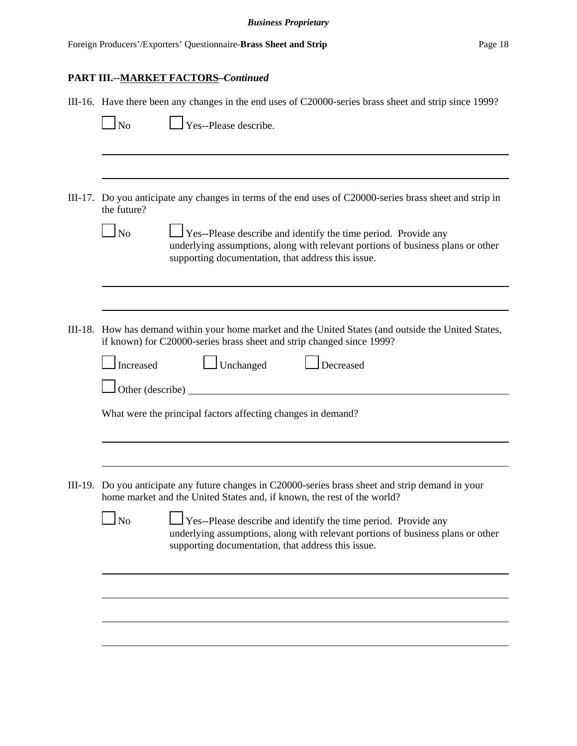**PART III.--MARKET FACTORS–*Continued***

III-16. Have there been any changes in the end uses of C20000-series brass sheet and strip since 1999?

☐ No ☐ Yes--Please describe.

III-17. Do you anticipate any changes in terms of the end uses of C20000-series brass sheet and strip in the future?

☐ No ☐ Yes--Please describe and identify the time period. Provide any underlying assumptions, along with relevant portions of business plans or other supporting documentation, that address this issue.

III-18. How has demand within your home market and the United States (and outside the United States, if known) for C20000-series brass sheet and strip changed since 1999?

☐ Increased ☐ Unchanged ☐ Decreased

☐ Other (describe) \_\_\_\_\_\_\_\_\_\_\_\_\_\_\_\_\_\_\_\_\_\_\_\_\_\_\_\_

What were the principal factors affecting changes in demand?

III-19. Do you anticipate any future changes in C20000-series brass sheet and strip demand in your home market and the United States and, if known, the rest of the world?

☐ No ☐ Yes--Please describe and identify the time period. Provide any underlying assumptions, along with relevant portions of business plans or other supporting documentation, that address this issue.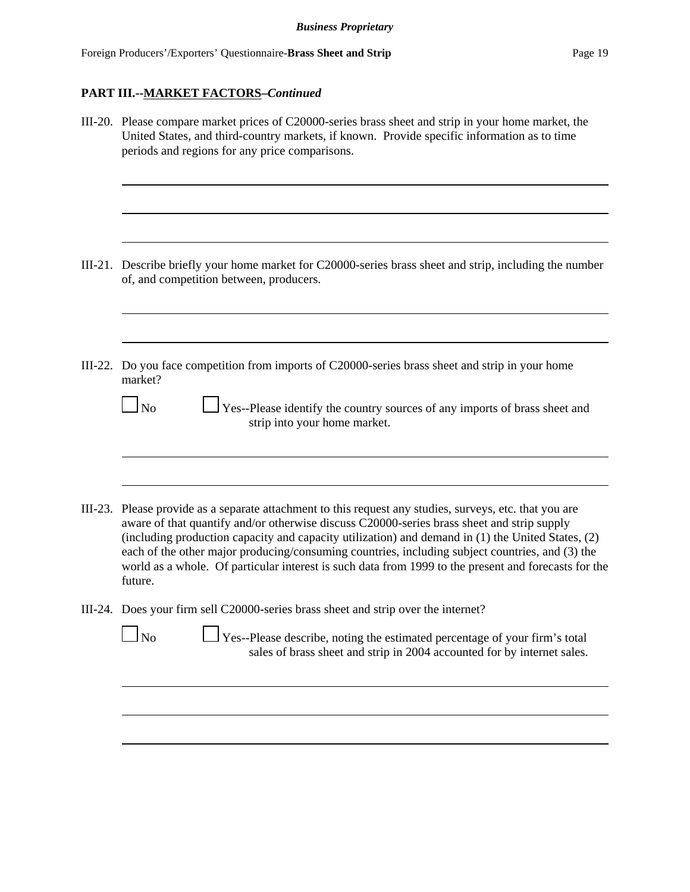## PART III.--MARKET FACTORS–*Continued*

III-20. Please compare market prices of C20000-series brass sheet and strip in your home market, the United States, and third-country markets, if known. Provide specific information as to time periods and regions for any price comparisons.

III-21. Describe briefly your home market for C20000-series brass sheet and strip, including the number of, and competition between, producers.

III-22. Do you face competition from imports of C20000-series brass sheet and strip in your home market?

☐ No ☐ Yes--Please identify the country sources of any imports of brass sheet and strip into your home market.

III-23. Please provide as a separate attachment to this request any studies, surveys, etc. that you are aware of that quantify and/or otherwise discuss C20000-series brass sheet and strip supply (including production capacity and capacity utilization) and demand in (1) the United States, (2) each of the other major producing/consuming countries, including subject countries, and (3) the world as a whole. Of particular interest is such data from 1999 to the present and forecasts for the future.

III-24. Does your firm sell C20000-series brass sheet and strip over the internet?

☐ No ☐ Yes--Please describe, noting the estimated percentage of your firm's total sales of brass sheet and strip in 2004 accounted for by internet sales.